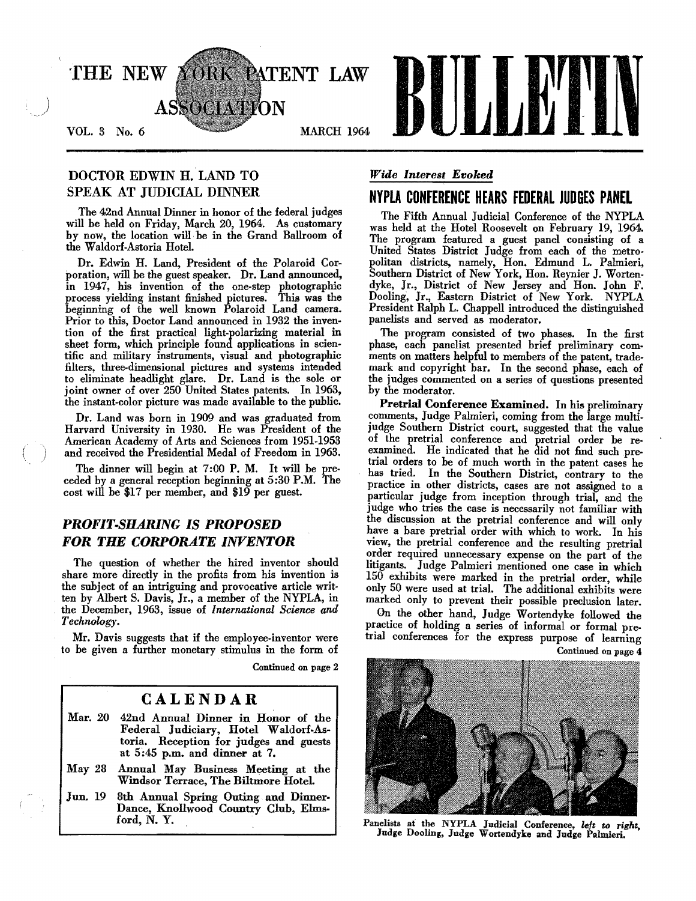# THE NEW YORK PATENT LAW ASSOCIATION BULLETIN

VOL. 3 No. 6 — MARCH 1964

## DOCTOR EDWIN H. LAND TO SPEAK AT JUDICIAL DINNER

The 42nd Annual Dinner in honor of the federal judges will be held on Friday, March 20, 1964. As customary by now, the location will be in the Grand Ballroom of the Waldorf-Astoria Hotel.

Dr. Edwin H. Land, President of the Polaroid Corporation, will be the guest speaker. Dr. Land announced, in 1947, his invention of the one-step photographic process yielding instant finished pictures. This was the beginning of the well known Polaroid Land camera. Prior to this, Doctor Land announced in 1932 the invention of the first practical light-polarizing material in sheet form, which principle found applications in scientific and military instruments, visual and photographic filters, three-dimensional pictures and systems intended to eliminate headlight glare. Dr. Land is the sole or joint owner of over 250 United States patents. In 1963, the instant-color picture was made available to the public.

Dr. Land was born in 1909 and was graduated from Harvard University in 1930. He was President of the American Academy of Arts and Sciences from 1951-1953 and received the Presidential Medal of Freedom in 1963.

The dinner will begin at 7:00 P. M. It will be preceded by a general reception beginning at 5:30 P.M. The cost will be $17 per member, and $19 per guest.

## *PROFIT-SHARING IS PROPOSED FOR THE CORPORATE INVENTOR*

The question of whether the hired inventor should share more directly in the profits from his invention is the subject of an intriguing and provocative article written by Albert S. Davis, Jr., a member of the NYPLA, in the December, 1963, issue of *International Science and Technology*.

Mr. Davis suggests that if the employee-inventor were to be given a further monetary stimulus in the form of

Continued on page 2

### CALENDAR

| | |
|---|---|
| Mar. 20 | 42nd Annual Dinner in Honor of the Federal Judiciary, Hotel Waldorf-Astoria. Reception for judges and guests at 5:45 p.m. and dinner at 7. |
| May 28 | Annual May Business Meeting at the Windsor Terrace, The Biltmore Hotel. |
| Jun. 19 | 8th Annual Spring Outing and Dinner-Dance, Knollwood Country Club, Elmsford, N. Y. |

*Wide Interest Evoked*

## NYPLA CONFERENCE HEARS FEDERAL JUDGES PANEL

The Fifth Annual Judicial Conference of the NYPLA was held at the Hotel Roosevelt on February 19, 1964. The program featured a guest panel consisting of a United States District Judge from each of the metropolitan districts, namely, Hon. Edmund L. Palmieri, Southern District of New York, Hon. Reynier J. Wortendyke, Jr., District of New Jersey and Hon. John F. Dooling, Jr., Eastern District of New York. NYPLA President Ralph L. Chappell introduced the distinguished panelists and served as moderator.

The program consisted of two phases. In the first phase, each panelist presented brief preliminary comments on matters helpful to members of the patent, trademark and copyright bar. In the second phase, each of the judges commented on a series of questions presented by the moderator.

**Pretrial Conference Examined.** In his preliminary comments, Judge Palmieri, coming from the large multi-judge Southern District court, suggested that the value of the pretrial conference and pretrial order be re-examined. He indicated that he did not find such pretrial orders to be of much worth in the patent cases he has tried. In the Southern District, contrary to the practice in other districts, cases are not assigned to a particular judge from inception through trial, and the judge who tries the case is necessarily not familiar with the discussion at the pretrial conference and will only have a bare pretrial order with which to work. In his view, the pretrial conference and the resulting pretrial order required unnecessary expense on the part of the litigants. Judge Palmieri mentioned one case in which 150 exhibits were marked in the pretrial order, while only 50 were used at trial. The additional exhibits were marked only to prevent their possible preclusion later.

On the other hand, Judge Wortendyke followed the practice of holding a series of informal or formal pretrial conferences for the express purpose of learning

Continued on page 4

Panelists at the NYPLA Judicial Conference, *left to right*, Judge Dooling, Judge Wortendyke and Judge Palmieri.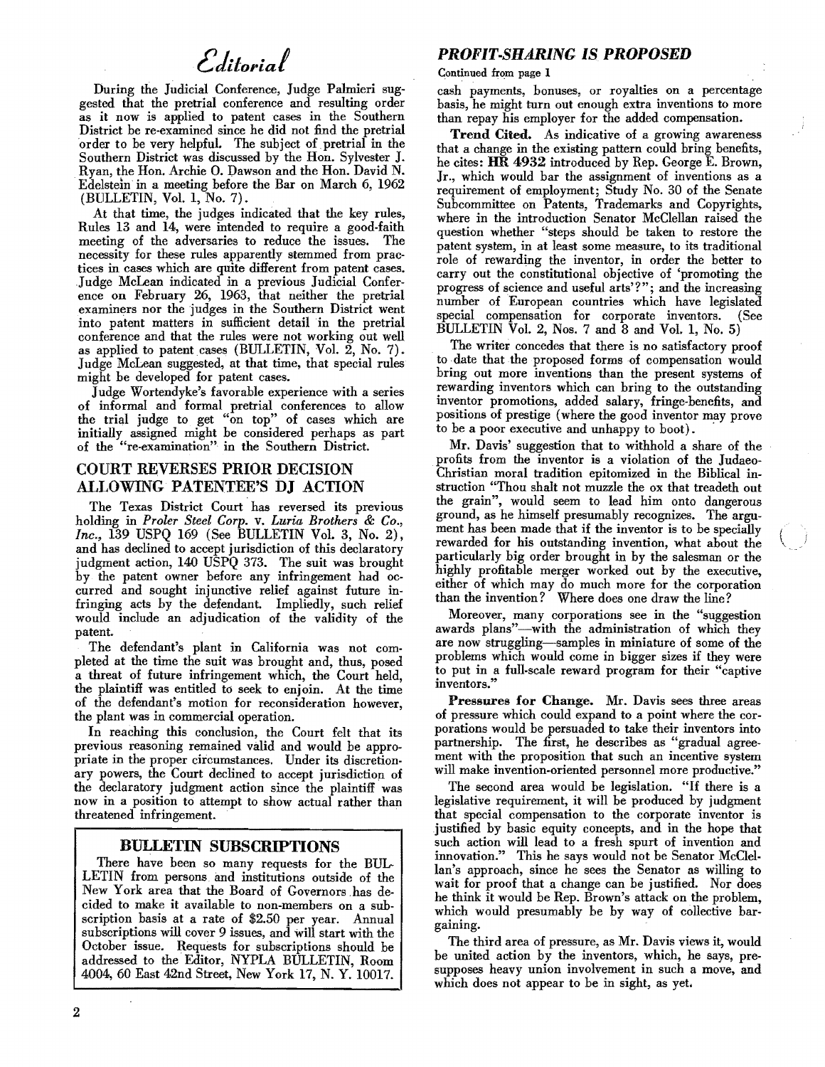# Editorial

During the Judicial Conference, Judge Palmieri suggested that the pretrial conference and resulting order as it now is applied to patent cases in the Southern District be re-examined since he did not find the pretrial order to be very helpful. The subject of pretrial in the Southern District was discussed by the Hon. Sylvester J. Ryan, the Hon. Archie O. Dawson and the Hon. David N. Edelstein in a meeting before the Bar on March 6, 1962 (BULLETIN, Vol. 1, No. 7).

At that time, the judges indicated that the key rules, Rules 13 and 14, were intended to require a good-faith meeting of the adversaries to reduce the issues. The necessity for these rules apparently stemmed from practices in cases which are quite different from patent cases. Judge McLean indicated in a previous Judicial Conference on February 26, 1963, that neither the pretrial examiners nor the judges in the Southern District went into patent matters in sufficient detail in the pretrial conference and that the rules were not working out well as applied to patent cases (BULLETIN, Vol. 2, No. 7). Judge McLean suggested, at that time, that special rules might be developed for patent cases.

Judge Wortendyke's favorable experience with a series of informal and formal pretrial conferences to allow the trial judge to get "on top" of cases which are initially assigned might be considered perhaps as part of the "re-examination" in the Southern District.

## COURT REVERSES PRIOR DECISION ALLOWING PATENTEE'S DJ ACTION

The Texas District Court has reversed its previous holding in *Proler Steel Corp.* v. *Luria Brothers & Co., Inc.*, 139 USPQ 169 (See BULLETIN Vol. 3, No. 2), and has declined to accept jurisdiction of this declaratory judgment action, 140 USPQ 373. The suit was brought by the patent owner before any infringement had occurred and sought injunctive relief against future infringing acts by the defendant. Impliedly, such relief would include an adjudication of the validity of the patent.

The defendant's plant in California was not completed at the time the suit was brought and, thus, posed a threat of future infringement which, the Court held, the plaintiff was entitled to seek to enjoin. At the time of the defendant's motion for reconsideration however, the plant was in commercial operation.

In reaching this conclusion, the Court felt that its previous reasoning remained valid and would be appropriate in the proper circumstances. Under its discretionary powers, the Court declined to accept jurisdiction of the declaratory judgment action since the plaintiff was now in a position to attempt to show actual rather than threatened infringement.

## BULLETIN SUBSCRIPTIONS

There have been so many requests for the BULLETIN from persons and institutions outside of the New York area that the Board of Governors has decided to make it available to non-members on a subscription basis at a rate of $2.50 per year. Annual subscriptions will cover 9 issues, and will start with the October issue. Requests for subscriptions should be addressed to the Editor, NYPLA BULLETIN, Room 4004, 60 East 42nd Street, New York 17, N. Y. 10017.

## PROFIT-SHARING IS PROPOSED

Continued from page 1

cash payments, bonuses, or royalties on a percentage basis, he might turn out enough extra inventions to more than repay his employer for the added compensation.

**Trend Cited.** As indicative of a growing awareness that a change in the existing pattern could bring benefits, he cites: **HR 4932** introduced by Rep. George E. Brown, Jr., which would bar the assignment of inventions as a requirement of employment; Study No. 30 of the Senate Subcommittee on Patents, Trademarks and Copyrights, where in the introduction Senator McClellan raised the question whether "steps should be taken to restore the patent system, in at least some measure, to its traditional role of rewarding the inventor, in order the better to carry out the constitutional objective of 'promoting the progress of science and useful arts'?"; and the increasing number of European countries which have legislated special compensation for corporate inventors. (See BULLETIN Vol. 2, Nos. 7 and 8 and Vol. 1, No. 5)

The writer concedes that there is no satisfactory proof to date that the proposed forms of compensation would bring out more inventions than the present systems of rewarding inventors which can bring to the outstanding inventor promotions, added salary, fringe-benefits, and positions of prestige (where the good inventor may prove to be a poor executive and unhappy to boot).

Mr. Davis' suggestion that to withhold a share of the profits from the inventor is a violation of the Judaeo-Christian moral tradition epitomized in the Biblical instruction "Thou shalt not muzzle the ox that treadeth out the grain", would seem to lead him onto dangerous ground, as he himself presumably recognizes. The argument has been made that if the inventor is to be specially rewarded for his outstanding invention, what about the particularly big order brought in by the salesman or the highly profitable merger worked out by the executive, either of which may do much more for the corporation than the invention? Where does one draw the line?

Moreover, many corporations see in the "suggestion awards plans"—with the administration of which they are now struggling—samples in miniature of some of the problems which would come in bigger sizes if they were to put in a full-scale reward program for their "captive inventors."

**Pressures for Change.** Mr. Davis sees three areas of pressure which could expand to a point where the corporations would be persuaded to take their inventors into partnership. The first, he describes as "gradual agreement with the proposition that such an incentive system will make invention-oriented personnel more productive."

The second area would be legislation. "If there is a legislative requirement, it will be produced by judgment that special compensation to the corporate inventor is justified by basic equity concepts, and in the hope that such action will lead to a fresh spurt of invention and innovation." This he says would not be Senator McClellan's approach, since he sees the Senator as willing to wait for proof that a change can be justified. Nor does he think it would be Rep. Brown's attack on the problem, which would presumably be by way of collective bargaining.

The third area of pressure, as Mr. Davis views it, would be united action by the inventors, which, he says, presupposes heavy union involvement in such a move, and which does not appear to be in sight, as yet.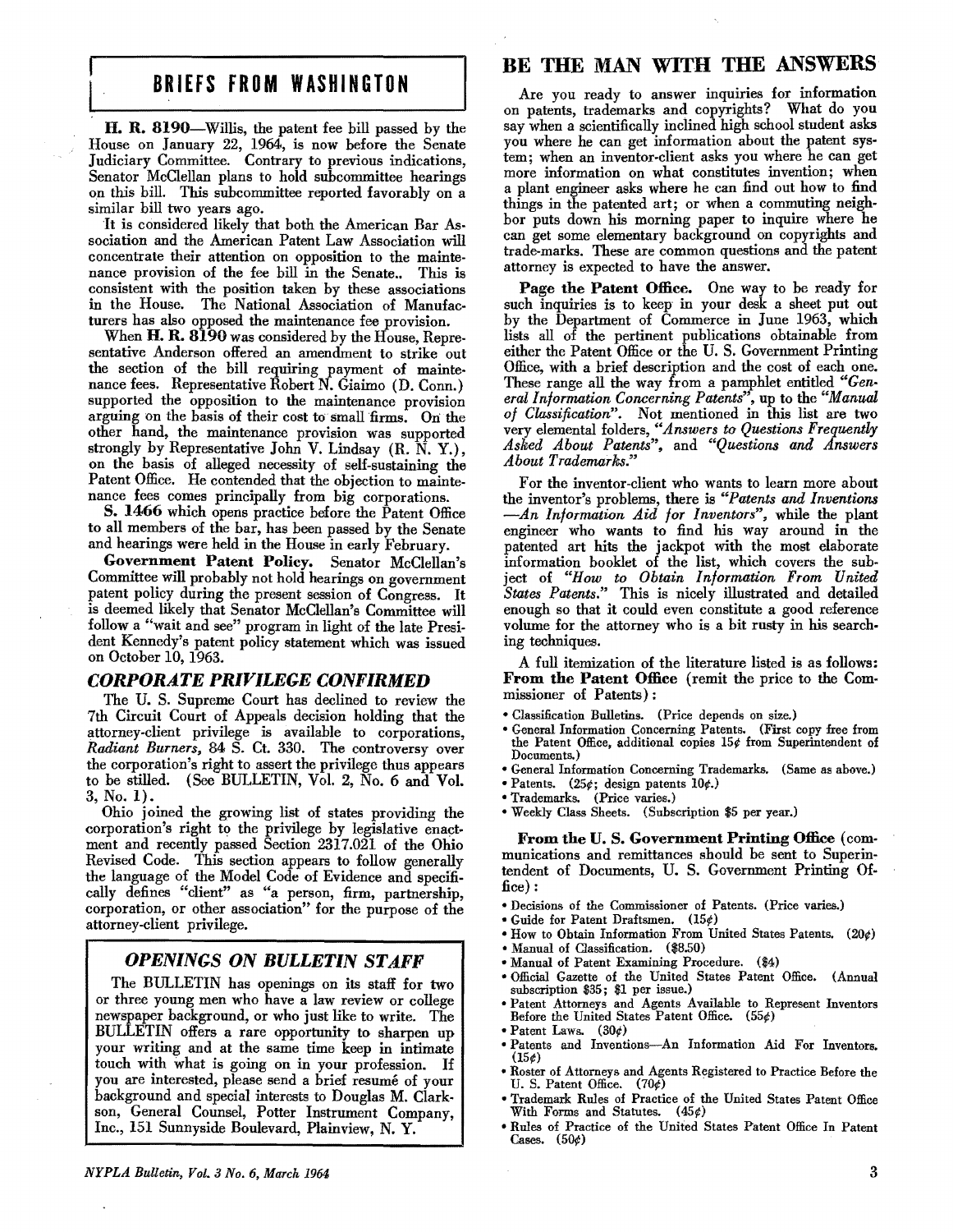## BRIEFS FROM WASHINGTON

**H. R. 8190**—Willis, the patent fee bill passed by the House on January 22, 1964, is now before the Senate Judiciary Committee. Contrary to previous indications, Senator McClellan plans to hold subcommittee hearings on this bill. This subcommittee reported favorably on a similar bill two years ago.

It is considered likely that both the American Bar Association and the American Patent Law Association will concentrate their attention on opposition to the maintenance provision of the fee bill in the Senate.. This is consistent with the position taken by these associations in the House. The National Association of Manufacturers has also opposed the maintenance fee provision.

When **H. R. 8190** was considered by the House, Representative Anderson offered an amendment to strike out the section of the bill requiring payment of maintenance fees. Representative Robert N. Giaimo (D. Conn.) supported the opposition to the maintenance provision arguing on the basis of their cost to small firms. On the other hand, the maintenance provision was supported strongly by Representative John V. Lindsay (R. N. Y.), on the basis of alleged necessity of self-sustaining the Patent Office. He contended that the objection to maintenance fees comes principally from big corporations.

**S. 1466** which opens practice before the Patent Office to all members of the bar, has been passed by the Senate and hearings were held in the House in early February.

**Government Patent Policy.** Senator McClellan's Committee will probably not hold hearings on government patent policy during the present session of Congress. It is deemed likely that Senator McClellan's Committee will follow a "wait and see" program in light of the late President Kennedy's patent policy statement which was issued on October 10, 1963.

### *CORPORATE PRIVILEGE CONFIRMED*

The U. S. Supreme Court has declined to review the 7th Circuit Court of Appeals decision holding that the attorney-client privilege is available to corporations, *Radiant Burners*, 84 S. Ct. 330. The controversy over the corporation's right to assert the privilege thus appears to be stilled. (See BULLETIN, Vol. 2, No. 6 and Vol. 3, No. 1).

Ohio joined the growing list of states providing the corporation's right to the privilege by legislative enactment and recently passed Section 2317.021 of the Ohio Revised Code. This section appears to follow generally the language of the Model Code of Evidence and specifically defines "client" as "a person, firm, partnership, corporation, or other association" for the purpose of the attorney-client privilege.

### *OPENINGS ON BULLETIN STAFF*

The BULLETIN has openings on its staff for two or three young men who have a law review or college newspaper background, or who just like to write. The BULLETIN offers a rare opportunity to sharpen up your writing and at the same time keep in intimate touch with what is going on in your profession. If you are interested, please send a brief resumé of your background and special interests to Douglas M. Clarkson, General Counsel, Potter Instrument Company, Inc., 151 Sunnyside Boulevard, Plainview, N. Y.

## BE THE MAN WITH THE ANSWERS

Are you ready to answer inquiries for information on patents, trademarks and copyrights? What do you say when a scientifically inclined high school student asks you where he can get information about the patent system; when an inventor-client asks you where he can get more information on what constitutes invention; when a plant engineer asks where he can find out how to find things in the patented art; or when a commuting neighbor puts down his morning paper to inquire where he can get some elementary background on copyrights and trade-marks. These are common questions and the patent attorney is expected to have the answer.

**Page the Patent Office.** One way to be ready for such inquiries is to keep in your desk a sheet put out by the Department of Commerce in June 1963, which lists all of the pertinent publications obtainable from either the Patent Office or the U. S. Government Printing Office, with a brief description and the cost of each one. These range all the way from a pamphlet entitled *"General Information Concerning Patents"*, up to the *"Manual of Classification"*. Not mentioned in this list are two very elemental folders, *"Answers to Questions Frequently Asked About Patents"*, and *"Questions and Answers About Trademarks."*

For the inventor-client who wants to learn more about the inventor's problems, there is *"Patents and Inventions —An Information Aid for Inventors"*, while the plant engineer who wants to find his way around in the patented art hits the jackpot with the most elaborate information booklet of the list, which covers the subject of *"How to Obtain Information From United States Patents."* This is nicely illustrated and detailed enough so that it could even constitute a good reference volume for the attorney who is a bit rusty in his searching techniques.

A full itemization of the literature listed is as follows:

**From the Patent Office** (remit the price to the Commissioner of Patents):

- Classification Bulletins. (Price depends on size.)
- General Information Concerning Patents. (First copy free from the Patent Office, additional copies 15¢ from Superintendent of Documents.)
- General Information Concerning Trademarks. (Same as above.)
- Patents. (25¢; design patents 10¢.)
- Trademarks. (Price varies.)
- Weekly Class Sheets. (Subscription $5 per year.)

**From the U. S. Government Printing Office** (communications and remittances should be sent to Superintendent of Documents, U. S. Government Printing Office):

- Decisions of the Commissioner of Patents. (Price varies.)
- Guide for Patent Draftsmen. (15¢)
- How to Obtain Information From United States Patents. (20¢)
- Manual of Classification. ($8.50)
- Manual of Patent Examining Procedure. ($4)
- Official Gazette of the United States Patent Office. (Annual subscription $35; $1 per issue.)
- Patent Attorneys and Agents Available to Represent Inventors Before the United States Patent Office. (55¢)
- Patent Laws. (30¢)
- Patents and Inventions—An Information Aid For Inventors. (15¢)
- Roster of Attorneys and Agents Registered to Practice Before the U. S. Patent Office. (70¢)
- Trademark Rules of Practice of the United States Patent Office With Forms and Statutes. (45¢)
- Rules of Practice of the United States Patent Office In Patent Cases. (50¢)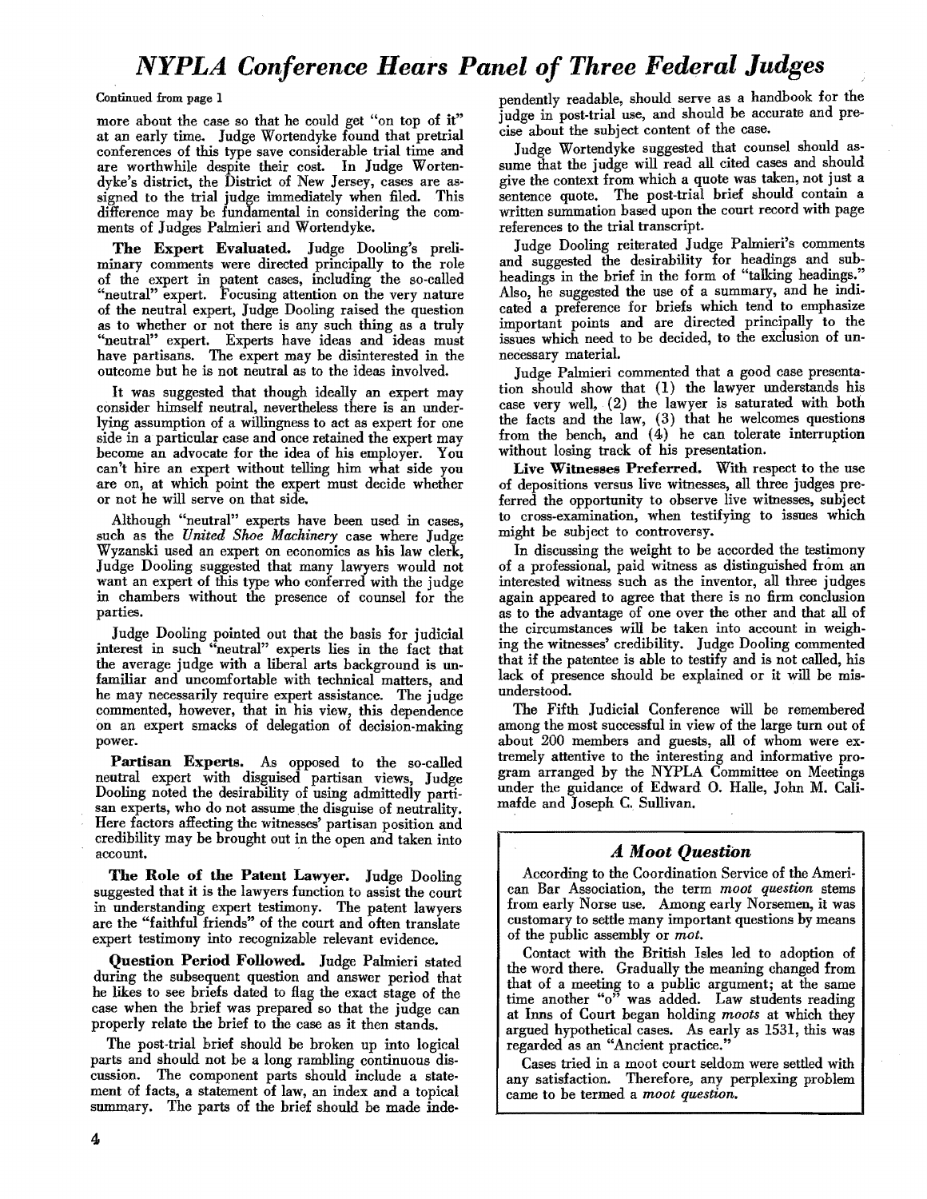# *NYPLA Conference Hears Panel of Three Federal Judges*

Continued from page 1

more about the case so that he could get "on top of it" at an early time. Judge Wortendyke found that pretrial conferences of this type save considerable trial time and are worthwhile despite their cost. In Judge Wortendyke's district, the District of New Jersey, cases are assigned to the trial judge immediately when filed. This difference may be fundamental in considering the comments of Judges Palmieri and Wortendyke.

**The Expert Evaluated.** Judge Dooling's preliminary comments were directed principally to the role of the expert in patent cases, including the so-called "neutral" expert. Focusing attention on the very nature of the neutral expert, Judge Dooling raised the question as to whether or not there is any such thing as a truly "neutral" expert. Experts have ideas and ideas must have partisans. The expert may be disinterested in the outcome but he is not neutral as to the ideas involved.

It was suggested that though ideally an expert may consider himself neutral, nevertheless there is an underlying assumption of a willingness to act as expert for one side in a particular case and once retained the expert may become an advocate for the idea of his employer. You can't hire an expert without telling him what side you are on, at which point the expert must decide whether or not he will serve on that side.

Although "neutral" experts have been used in cases, such as the *United Shoe Machinery* case where Judge Wyzanski used an expert on economics as his law clerk, Judge Dooling suggested that many lawyers would not want an expert of this type who conferred with the judge in chambers without the presence of counsel for the parties.

Judge Dooling pointed out that the basis for judicial interest in such "neutral" experts lies in the fact that the average judge with a liberal arts background is unfamiliar and uncomfortable with technical matters, and he may necessarily require expert assistance. The judge commented, however, that in his view, this dependence on an expert smacks of delegation of decision-making power.

**Partisan Experts.** As opposed to the so-called neutral expert with disguised partisan views, Judge Dooling noted the desirability of using admittedly partisan experts, who do not assume the disguise of neutrality. Here factors affecting the witnesses' partisan position and credibility may be brought out in the open and taken into account.

**The Role of the Patent Lawyer.** Judge Dooling suggested that it is the lawyers function to assist the court in understanding expert testimony. The patent lawyers are the "faithful friends" of the court and often translate expert testimony into recognizable relevant evidence.

**Question Period Followed.** Judge Palmieri stated during the subsequent question and answer period that he likes to see briefs dated to flag the exact stage of the case when the brief was prepared so that the judge can properly relate the brief to the case as it then stands.

The post-trial brief should be broken up into logical parts and should not be a long rambling continuous discussion. The component parts should include a statement of facts, a statement of law, an index and a topical summary. The parts of the brief should be made independently readable, should serve as a handbook for the judge in post-trial use, and should be accurate and precise about the subject content of the case.

Judge Wortendyke suggested that counsel should assume that the judge will read all cited cases and should give the context from which a quote was taken, not just a sentence quote. The post-trial brief should contain a written summation based upon the court record with page references to the trial transcript.

Judge Dooling reiterated Judge Palmieri's comments and suggested the desirability for headings and subheadings in the brief in the form of "talking headings." Also, he suggested the use of a summary, and he indicated a preference for briefs which tend to emphasize important points and are directed principally to the issues which need to be decided, to the exclusion of unnecessary material.

Judge Palmieri commented that a good case presentation should show that (1) the lawyer understands his case very well, (2) the lawyer is saturated with both the facts and the law, (3) that he welcomes questions from the bench, and (4) he can tolerate interruption without losing track of his presentation.

**Live Witnesses Preferred.** With respect to the use of depositions versus live witnesses, all three judges preferred the opportunity to observe live witnesses, subject to cross-examination, when testifying to issues which might be subject to controversy.

In discussing the weight to be accorded the testimony of a professional, paid witness as distinguished from an interested witness such as the inventor, all three judges again appeared to agree that there is no firm conclusion as to the advantage of one over the other and that all of the circumstances will be taken into account in weighing the witnesses' credibility. Judge Dooling commented that if the patentee is able to testify and is not called, his lack of presence should be explained or it will be misunderstood.

The Fifth Judicial Conference will be remembered among the most successful in view of the large turn out of about 200 members and guests, all of whom were extremely attentive to the interesting and informative program arranged by the NYPLA Committee on Meetings under the guidance of Edward O. Halle, John M. Calimafde and Joseph C. Sullivan.

### *A Moot Question*

According to the Coordination Service of the American Bar Association, the term *moot question* stems from early Norse use. Among early Norsemen, it was customary to settle many important questions by means of the public assembly or *mot.*

Contact with the British Isles led to adoption of the word there. Gradually the meaning changed from that of a meeting to a public argument; at the same time another "o" was added. Law students reading at Inns of Court began holding *moots* at which they argued hypothetical cases. As early as 1531, this was regarded as an "Ancient practice."

Cases tried in a moot court seldom were settled with any satisfaction. Therefore, any perplexing problem came to be termed a *moot question.*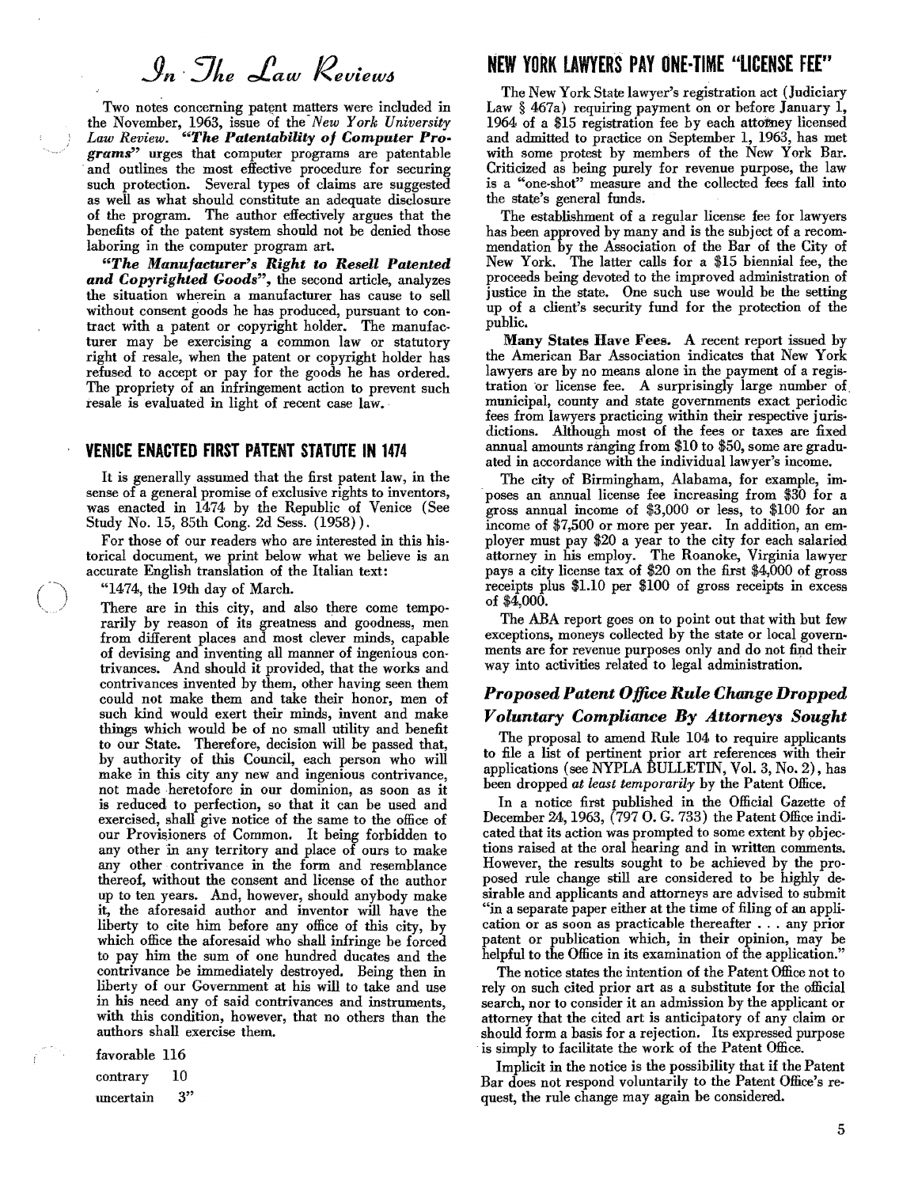# *In The Law Reviews*

Two notes concerning patent matters were included in the November, 1963, issue of the *New York University Law Review*. ***"The Patentability of Computer Programs"*** urges that computer programs are patentable and outlines the most effective procedure for securing such protection. Several types of claims are suggested as well as what should constitute an adequate disclosure of the program. The author effectively argues that the benefits of the patent system should not be denied those laboring in the computer program art.

***"The Manufacturer's Right to Resell Patented and Copyrighted Goods"***, the second article, analyzes the situation wherein a manufacturer has cause to sell without consent goods he has produced, pursuant to contract with a patent or copyright holder. The manufacturer may be exercising a common law or statutory right of resale, when the patent or copyright holder has refused to accept or pay for the goods he has ordered. The propriety of an infringement action to prevent such resale is evaluated in light of recent case law.

## VENICE ENACTED FIRST PATENT STATUTE IN 1474

It is generally assumed that the first patent law, in the sense of a general promise of exclusive rights to inventors, was enacted in 1474 by the Republic of Venice (See Study No. 15, 85th Cong. 2d Sess. (1958)).

For those of our readers who are interested in this historical document, we print below what we believe is an accurate English translation of the Italian text:

"1474, the 19th day of March.

There are in this city, and also there come temporarily by reason of its greatness and goodness, men from different places and most clever minds, capable of devising and inventing all manner of ingenious contrivances. And should it provided, that the works and contrivances invented by them, other having seen them could not make them and take their honor, men of such kind would exert their minds, invent and make things which would be of no small utility and benefit to our State. Therefore, decision will be passed that, by authority of this Council, each person who will make in this city any new and ingenious contrivance, not made heretofore in our dominion, as soon as it is reduced to perfection, so that it can be used and exercised, shall give notice of the same to the office of our Provisioners of Common. It being forbidden to any other in any territory and place of ours to make any other contrivance in the form and resemblance thereof, without the consent and license of the author up to ten years. And, however, should anybody make it, the aforesaid author and inventor will have the liberty to cite him before any office of this city, by which office the aforesaid who shall infringe be forced to pay him the sum of one hundred ducates and the contrivance be immediately destroyed. Being then in liberty of our Government at his will to take and use in his need any of said contrivances and instruments, with this condition, however, that no others than the authors shall exercise them.

favorable 116

contrary 10

uncertain 3"

## NEW YORK LAWYERS PAY ONE-TIME "LICENSE FEE"

The New York State lawyer's registration act (Judiciary Law § 467a) requiring payment on or before January 1, 1964 of a $15 registration fee by each attorney licensed and admitted to practice on September 1, 1963, has met with some protest by members of the New York Bar. Criticized as being purely for revenue purpose, the law is a "one-shot" measure and the collected fees fall into the state's general funds.

The establishment of a regular license fee for lawyers has been approved by many and is the subject of a recommendation by the Association of the Bar of the City of New York. The latter calls for a $15 biennial fee, the proceeds being devoted to the improved administration of justice in the state. One such use would be the setting up of a client's security fund for the protection of the public.

**Many States Have Fees.** A recent report issued by the American Bar Association indicates that New York lawyers are by no means alone in the payment of a registration or license fee. A surprisingly large number of municipal, county and state governments exact periodic fees from lawyers practicing within their respective jurisdictions. Although most of the fees or taxes are fixed annual amounts ranging from $10 to $50, some are graduated in accordance with the individual lawyer's income.

The city of Birmingham, Alabama, for example, imposes an annual license fee increasing from $30 for a gross annual income of $3,000 or less, to $100 for an income of $7,500 or more per year. In addition, an employer must pay $20 a year to the city for each salaried attorney in his employ. The Roanoke, Virginia lawyer pays a city license tax of $20 on the first $4,000 of gross receipts plus $1.10 per $100 of gross receipts in excess of $4,000.

The ABA report goes on to point out that with but few exceptions, moneys collected by the state or local governments are for revenue purposes only and do not find their way into activities related to legal administration.

## *Proposed Patent Office Rule Change Dropped Voluntary Compliance By Attorneys Sought*

The proposal to amend Rule 104 to require applicants to file a list of pertinent prior art references with their applications (see NYPLA BULLETIN, Vol. 3, No. 2), has been dropped *at least temporarily* by the Patent Office.

In a notice first published in the Official Gazette of December 24, 1963, (797 O. G. 733) the Patent Office indicated that its action was prompted to some extent by objections raised at the oral hearing and in written comments. However, the results sought to be achieved by the proposed rule change still are considered to be highly desirable and applicants and attorneys are advised to submit "in a separate paper either at the time of filing of an application or as soon as practicable thereafter . . . any prior patent or publication which, in their opinion, may be helpful to the Office in its examination of the application."

The notice states the intention of the Patent Office not to rely on such cited prior art as a substitute for the official search, nor to consider it an admission by the applicant or attorney that the cited art is anticipatory of any claim or should form a basis for a rejection. Its expressed purpose is simply to facilitate the work of the Patent Office.

Implicit in the notice is the possibility that if the Patent Bar does not respond voluntarily to the Patent Office's request, the rule change may again be considered.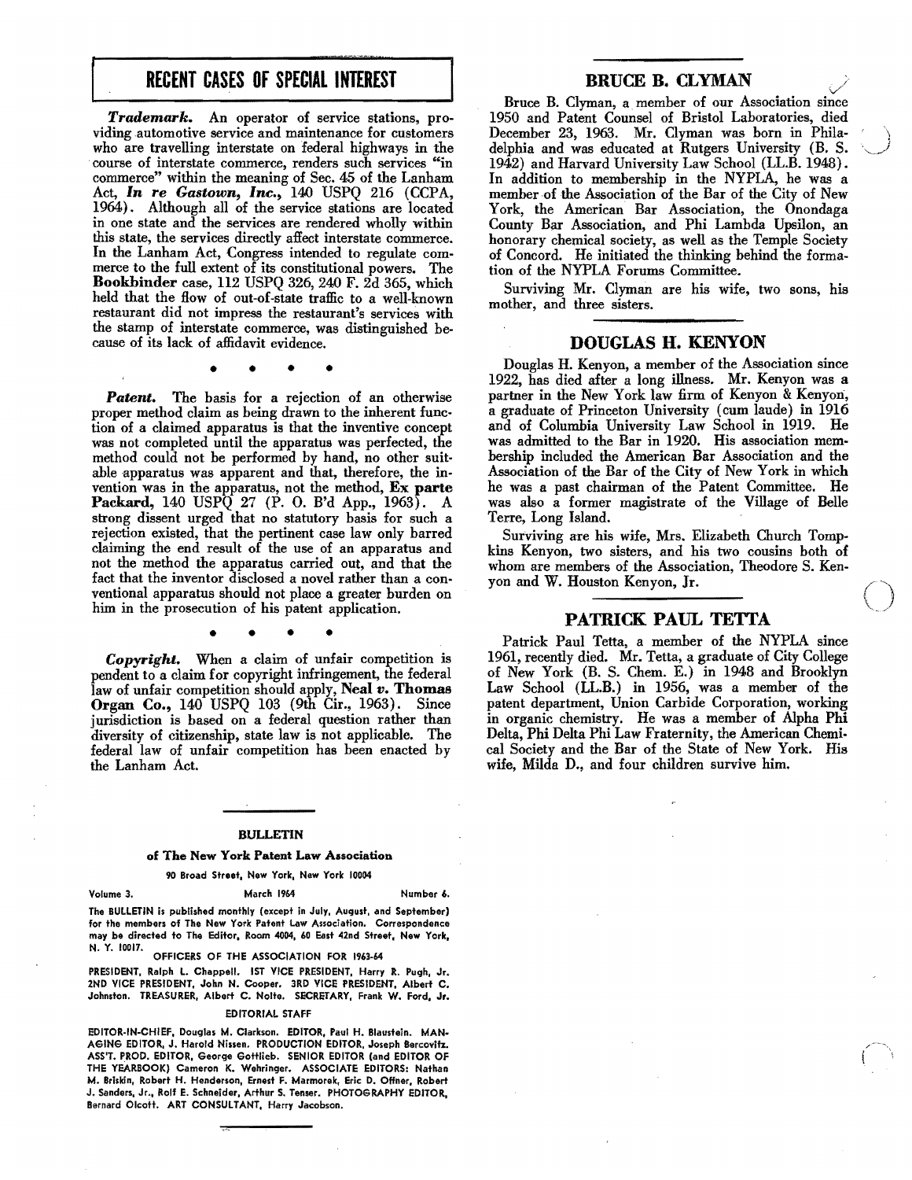## RECENT CASES OF SPECIAL INTEREST

***Trademark.*** An operator of service stations, providing automotive service and maintenance for customers who are travelling interstate on federal highways in the course of interstate commerce, renders such services "in commerce" within the meaning of Sec. 45 of the Lanham Act, ***In re Gastown, Inc.***, 140 USPQ 216 (CCPA, 1964). Although all of the service stations are located in one state and the services are rendered wholly within this state, the services directly affect interstate commerce. In the Lanham Act, Congress intended to regulate commerce to the full extent of its constitutional powers. The **Bookbinder** case, 112 USPQ 326, 240 F. 2d 365, which held that the flow of out-of-state traffic to a well-known restaurant did not impress the restaurant's services with the stamp of interstate commerce, was distinguished because of its lack of affidavit evidence.

• • • •

***Patent.*** The basis for a rejection of an otherwise proper method claim as being drawn to the inherent function of a claimed apparatus is that the inventive concept was not completed until the apparatus was perfected, the method could not be performed by hand, no other suitable apparatus was apparent and that, therefore, the invention was in the apparatus, not the method, **Ex parte Packard**, 140 USPQ 27 (P. O. B'd App., 1963). A strong dissent urged that no statutory basis for such a rejection existed, that the pertinent case law only barred claiming the end result of the use of an apparatus and not the method the apparatus carried out, and that the fact that the inventor disclosed a novel rather than a conventional apparatus should not place a greater burden on him in the prosecution of his patent application.

• • • •

***Copyright.*** When a claim of unfair competition is pendent to a claim for copyright infringement, the federal law of unfair competition should apply, **Neal *v.* Thomas Organ Co.**, 140 USPQ 103 (9th Cir., 1963). Since jurisdiction is based on a federal question rather than diversity of citizenship, state law is not applicable. The federal law of unfair competition has been enacted by the Lanham Act.

## BRUCE B. CLYMAN

Bruce B. Clyman, a member of our Association since 1950 and Patent Counsel of Bristol Laboratories, died December 23, 1963. Mr. Clyman was born in Philadelphia and was educated at Rutgers University (B. S. 1942) and Harvard University Law School (LL.B. 1948). In addition to membership in the NYPLA, he was a member of the Association of the Bar of the City of New York, the American Bar Association, the Onondaga County Bar Association, and Phi Lambda Upsilon, an honorary chemical society, as well as the Temple Society of Concord. He initiated the thinking behind the formation of the NYPLA Forums Committee.

Surviving Mr. Clyman are his wife, two sons, his mother, and three sisters.

## DOUGLAS H. KENYON

Douglas H. Kenyon, a member of the Association since 1922, has died after a long illness. Mr. Kenyon was a partner in the New York law firm of Kenyon & Kenyon, a graduate of Princeton University (cum laude) in 1916 and of Columbia University Law School in 1919. He was admitted to the Bar in 1920. His association membership included the American Bar Association and the Association of the Bar of the City of New York in which he was a past chairman of the Patent Committee. He was also a former magistrate of the Village of Belle Terre, Long Island.

Surviving are his wife, Mrs. Elizabeth Church Tompkins Kenyon, two sisters, and his two cousins both of whom are members of the Association, Theodore S. Kenyon and W. Houston Kenyon, Jr.

## PATRICK PAUL TETTA

Patrick Paul Tetta, a member of the NYPLA since 1961, recently died. Mr. Tetta, a graduate of City College of New York (B. S. Chem. E.) in 1948 and Brooklyn Law School (LL.B.) in 1956, was a member of the patent department, Union Carbide Corporation, working in organic chemistry. He was a member of Alpha Phi Delta, Phi Delta Phi Law Fraternity, the American Chemical Society and the Bar of the State of New York. His wife, Milda D., and four children survive him.

---

**BULLETIN**

**of The New York Patent Law Association**

90 Broad Street, New York, New York 10004

Volume 3. March 1964 Number 6.

The BULLETIN is published monthly (except in July, August, and September) for the members of The New York Patent Law Association. Correspondence may be directed to The Editor, Room 4004, 60 East 42nd Street, New York, N. Y. 10017.

OFFICERS OF THE ASSOCIATION FOR 1963-64

PRESIDENT, Ralph L. Chappell. 1ST VICE PRESIDENT, Harry R. Pugh, Jr. 2ND VICE PRESIDENT, John N. Cooper. 3RD VICE PRESIDENT, Albert C. Johnston. TREASURER, Albert C. Nolte. SECRETARY, Frank W. Ford, Jr.

EDITORIAL STAFF

EDITOR-IN-CHIEF, Douglas M. Clarkson. EDITOR, Paul H. Blaustein. MANAGING EDITOR, J. Harold Nissen. PRODUCTION EDITOR, Joseph Bercovitz. ASS'T. PROD. EDITOR, George Gottlieb. SENIOR EDITOR (and EDITOR OF THE YEARBOOK) Cameron K. Wehringer. ASSOCIATE EDITORS: Nathan M. Briskin, Robert H. Henderson, Ernest F. Marmorek, Eric D. Offner, Robert J. Sanders, Jr., Rolf E. Schneider, Arthur S. Tenser. PHOTOGRAPHY EDITOR, Bernard Olcott. ART CONSULTANT, Harry Jacobson.